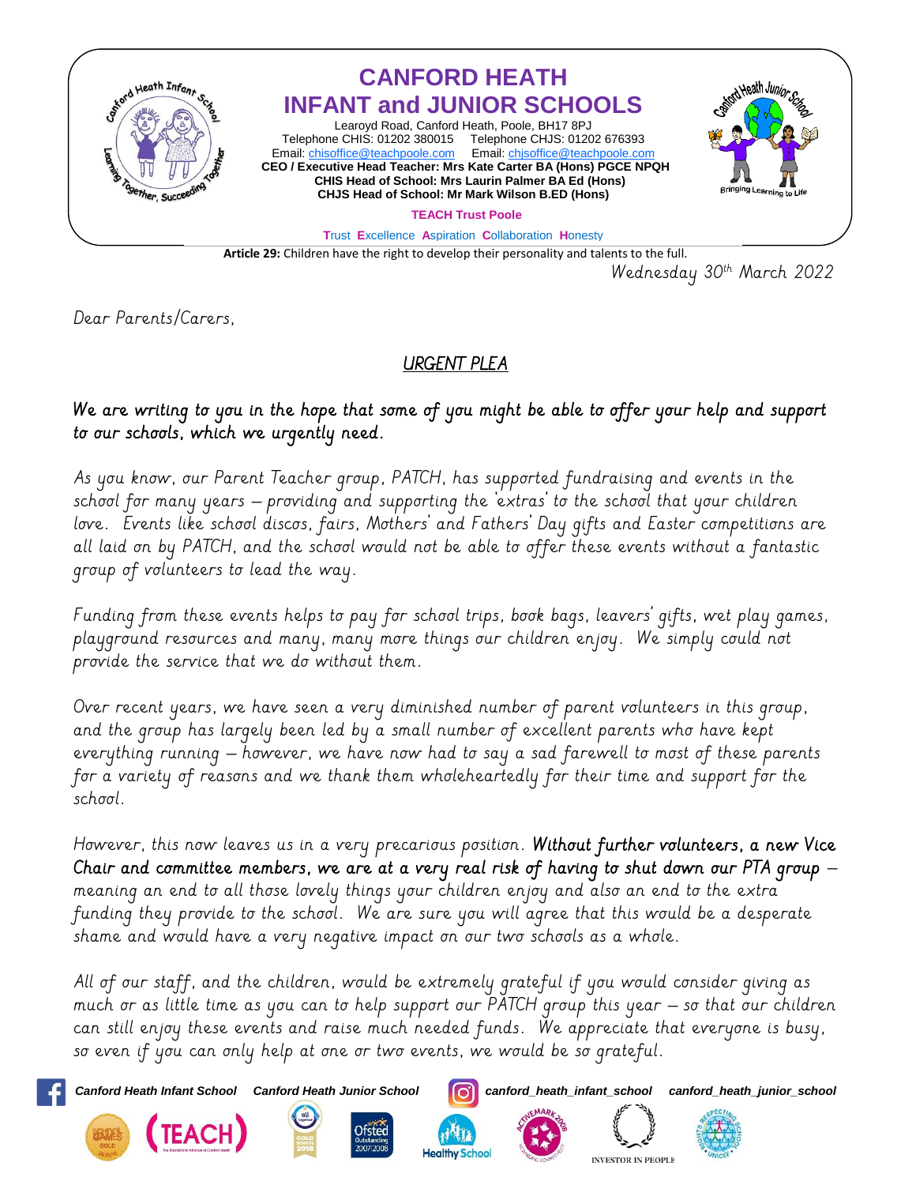# CANFORD HEATH
# INFANT and JUNIOR SCHOOLS

Learoyd Road, Canford Heath, Poole, BH17 8PJ
Telephone CHIS: 01202 380015 Telephone CHJS: 01202 676393
Email: chisoffice@teachpoole.com Email: chjsoffice@teachpoole.com

**CEO / Executive Head Teacher: Mrs Kate Carter BA (Hons) PGCE NPQH**
**CHIS Head of School: Mrs Laurin Palmer BA Ed (Hons)**
**CHJS Head of School: Mr Mark Wilson B.ED (Hons)**

**TEACH Trust Poole**

Trust Excellence Aspiration Collaboration Honesty

**Article 29:** Children have the right to develop their personality and talents to the full.

Wednesday 30th March 2022

Dear Parents/Carers,

## URGENT PLEA

We are writing to you in the hope that some of you might be able to offer your help and support to our schools, which we urgently need.

As you know, our Parent Teacher group, PATCH, has supported fundraising and events in the school for many years – providing and supporting the 'extras' to the school that your children love. Events like school discos, fairs, Mothers' and Fathers' Day gifts and Easter competitions are all laid on by PATCH, and the school would not be able to offer these events without a fantastic group of volunteers to lead the way.

Funding from these events helps to pay for school trips, book bags, leavers' gifts, wet play games, playground resources and many, many more things our children enjoy. We simply could not provide the service that we do without them.

Over recent years, we have seen a very diminished number of parent volunteers in this group, and the group has largely been led by a small number of excellent parents who have kept everything running – however, we have now had to say a sad farewell to most of these parents for a variety of reasons and we thank them wholeheartedly for their time and support for the school.

However, this now leaves us in a very precarious position. **Without further volunteers, a new Vice Chair and committee members, we are at a very real risk of having to shut down our PTA group** – meaning an end to all those lovely things your children enjoy and also an end to the extra funding they provide to the school. We are sure you will agree that this would be a desperate shame and would have a very negative impact on our two schools as a whole.

All of our staff, and the children, would be extremely grateful if you would consider giving as much or as little time as you can to help support our PATCH group this year – so that our children can still enjoy these events and raise much needed funds. We appreciate that everyone is busy, so even if you can only help at one or two events, we would be so grateful.

Canford Heath Infant School Canford Heath Junior School canford_heath_infant_school canford_heath_junior_school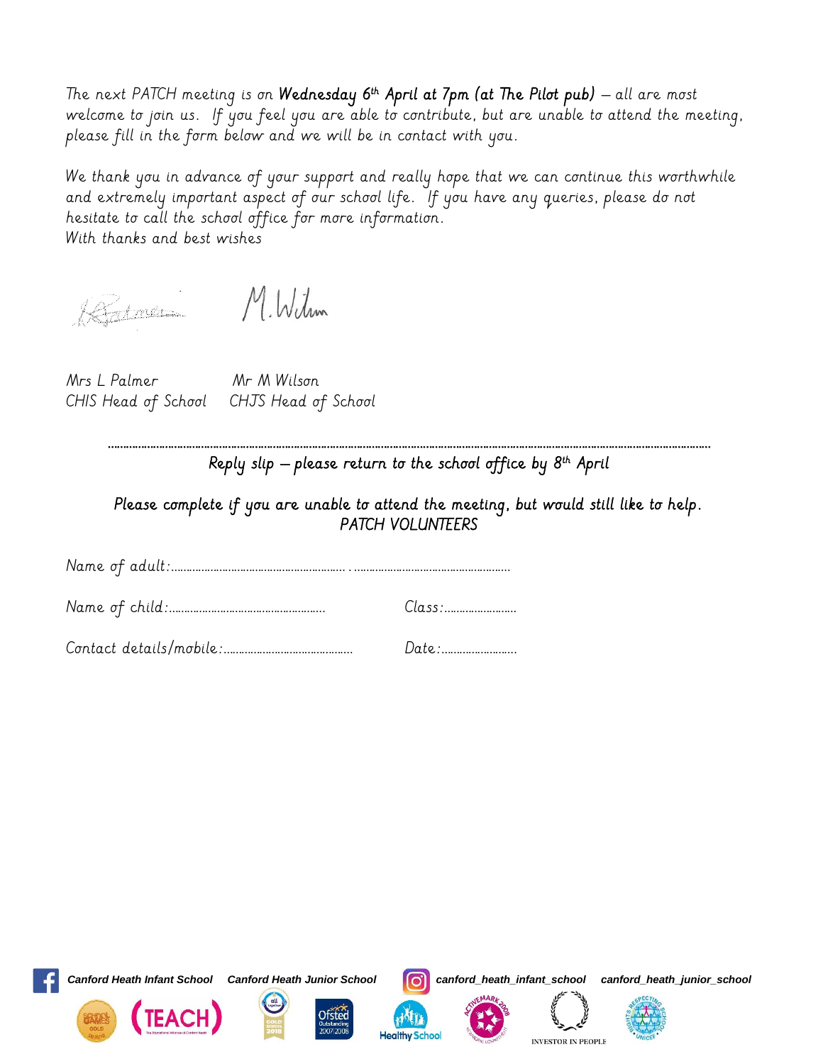The next PATCH meeting is on **Wednesday 6th April at 7pm (at The Pilot pub)** – all are most welcome to join us. If you feel you are able to contribute, but are unable to attend the meeting, please fill in the form below and we will be in contact with you.

We thank you in advance of your support and really hope that we can continue this worthwhile and extremely important aspect of our school life. If you have any queries, please do not hesitate to call the school office for more information.
With thanks and best wishes

Mrs L Palmer
CHIS Head of School

Mr M Wilson
CHJS Head of School

---

**Reply slip – please return to the school office by 8th April**

**Please complete if you are unable to attend the meeting, but would still like to help.**
PATCH VOLUNTEERS

Name of adult:……………………………………………….…………………………………………

Name of child:…………………………………………… Class:……………………

Contact details/mobile:…………………………………… Date:……………………

Canford Heath Infant School Canford Heath Junior School canford_heath_infant_school canford_heath_junior_school